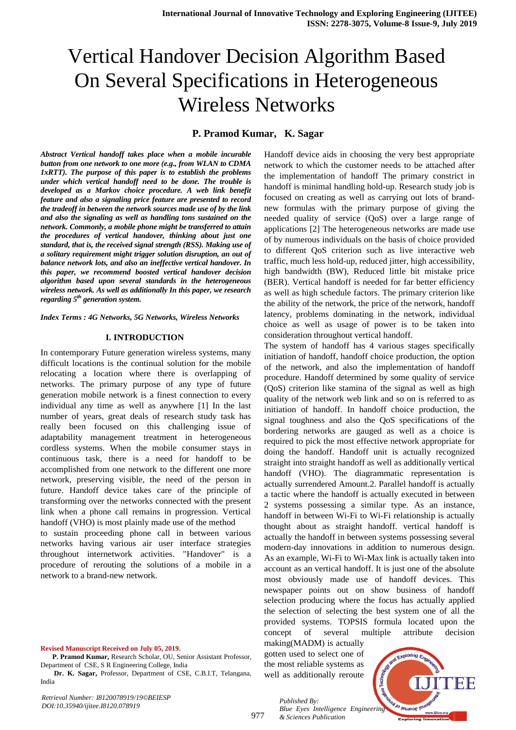# Vertical Handover Decision Algorithm Based On Several Specifications in Heterogeneous Wireless Networks

**P. Pramod Kumar, K. Sagar**

***Abstract Vertical handoff takes place when a mobile incurable button from one network to one more (e.g., from WLAN to CDMA 1xRTT). The purpose of this paper is to establish the problems under which vertical handoff need to be done. The trouble is developed as a Markov choice procedure. A web link benefit feature and also a signaling price feature are presented to record the tradeoff in between the network sources made use of by the link and also the signaling as well as handling tons sustained on the network. Commonly, a mobile phone might be transferred to attain the procedures of vertical handover, thinking about just one standard, that is, the received signal strength (RSS). Making use of a solitary requirement might trigger solution disruption, an out of balance network lots, and also an ineffective vertical handover. In this paper, we recommend boosted vertical handover decision algorithm based upon several standards in the heterogeneous wireless network. As well as additionally In this paper, we research regarding 5th generation system.***

***Index Terms : 4G Networks, 5G Networks, Wireless Networks***

## I. INTRODUCTION

In contemporary Future generation wireless systems, many difficult locations is the continual solution for the mobile relocating a location where there is overlapping of networks. The primary purpose of any type of future generation mobile network is a finest connection to every individual any time as well as anywhere [1] In the last number of years, great deals of research study task has really been focused on this challenging issue of adaptability management treatment in heterogeneous cordless systems. When the mobile consumer stays in continuous task, there is a need for handoff to be accomplished from one network to the different one more network, preserving visible, the need of the person in future. Handoff device takes care of the principle of transforming over the networks connected with the present link when a phone call remains in progression. Vertical handoff (VHO) is most plainly made use of the method to sustain proceeding phone call in between various networks having various air user interface strategies throughout internetwork activities. "Handover" is a procedure of rerouting the solutions of a mobile in a network to a brand-new network.

Handoff device aids in choosing the very best appropriate network to which the customer needs to be attached after the implementation of handoff The primary constrict in handoff is minimal handling hold-up. Research study job is focused on creating as well as carrying out lots of brand-new formulas with the primary purpose of giving the needed quality of service (QoS) over a large range of applications [2] The heterogeneous networks are made use of by numerous individuals on the basis of choice provided to different QoS criterion such as live interactive web traffic, much less hold-up, reduced jitter, high accessibility, high bandwidth (BW), Reduced little bit mistake price (BER). Vertical handoff is needed for far better efficiency as well as high schedule factors. The primary criterion like the ability of the network, the price of the network, handoff latency, problems dominating in the network, individual choice as well as usage of power is to be taken into consideration throughout vertical handoff.

The system of handoff has 4 various stages specifically initiation of handoff, handoff choice production, the option of the network, and also the implementation of handoff procedure. Handoff determined by some quality of service (QoS) criterion like stamina of the signal as well as high quality of the network web link and so on is referred to as initiation of handoff. In handoff choice production, the signal toughness and also the QoS specifications of the bordering networks are gauged as well as a choice is required to pick the most effective network appropriate for doing the handoff. Handoff unit is actually recognized straight into straight handoff as well as additionally vertical handoff (VHO). The diagrammatic representation is actually surrendered Amount.2. Parallel handoff is actually a tactic where the handoff is actually executed in between 2 systems possessing a similar type. As an instance, handoff in between Wi-Fi to Wi-Fi relationship is actually thought about as straight handoff. vertical handoff is actually the handoff in between systems possessing several modern-day innovations in addition to numerous design. As an example, Wi-Fi to Wi-Max link is actually taken into account as an vertical handoff. It is just one of the absolute most obviously made use of handoff devices. This newspaper points out on show business of handoff selection producing where the focus has actually applied the selection of selecting the best system one of all the provided systems. TOPSIS formula located upon the concept of several multiple attribute decision making(MADM) is actually gotten used to select one of the most reliable systems as well as additionally reroute

**Revised Manuscript Received on July 05, 2019.**

**P. Pramod Kumar,** Research Scholar, OU, Senior Assistant Professor, Department of CSE, S R Engineering College, India

**Dr. K. Sagar,** Professor, Department of CSE, C.B.I.T, Telangana, India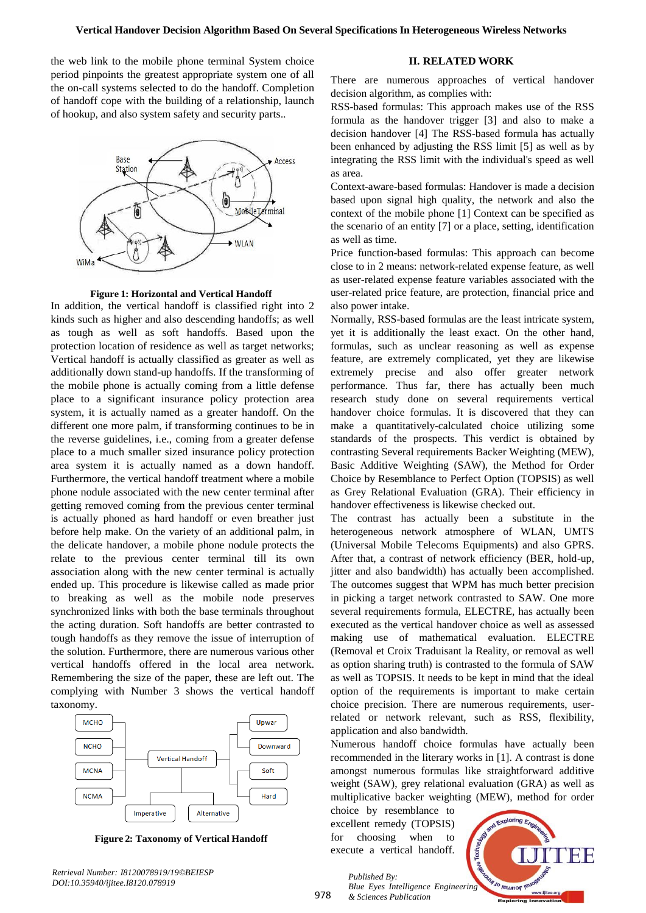the web link to the mobile phone terminal System choice period pinpoints the greatest appropriate system one of all the on-call systems selected to do the handoff. Completion of handoff cope with the building of a relationship, launch of hookup, and also system safety and security parts..

**Figure 1: Horizontal and Vertical Handoff**

In addition, the vertical handoff is classified right into 2 kinds such as higher and also descending handoffs; as well as tough as well as soft handoffs. Based upon the protection location of residence as well as target networks; Vertical handoff is actually classified as greater as well as additionally down stand-up handoffs. If the transforming of the mobile phone is actually coming from a little defense place to a significant insurance policy protection area system, it is actually named as a greater handoff. On the different one more palm, if transforming continues to be in the reverse guidelines, i.e., coming from a greater defense place to a much smaller sized insurance policy protection area system it is actually named as a down handoff. Furthermore, the vertical handoff treatment where a mobile phone nodule associated with the new center terminal after getting removed coming from the previous center terminal is actually phoned as hard handoff or even breather just before help make. On the variety of an additional palm, in the delicate handover, a mobile phone nodule protects the relate to the previous center terminal till its own association along with the new center terminal is actually ended up. This procedure is likewise called as made prior to breaking as well as the mobile node preserves synchronized links with both the base terminals throughout the acting duration. Soft handoffs are better contrasted to tough handoffs as they remove the issue of interruption of the solution. Furthermore, there are numerous various other vertical handoffs offered in the local area network. Remembering the size of the paper, these are left out. The complying with Number 3 shows the vertical handoff taxonomy.

**Figure 2: Taxonomy of Vertical Handoff**

## II. RELATED WORK

There are numerous approaches of vertical handover decision algorithm, as complies with:

RSS-based formulas: This approach makes use of the RSS formula as the handover trigger [3] and also to make a decision handover [4] The RSS-based formula has actually been enhanced by adjusting the RSS limit [5] as well as by integrating the RSS limit with the individual's speed as well as area.

Context-aware-based formulas: Handover is made a decision based upon signal high quality, the network and also the context of the mobile phone [1] Context can be specified as the scenario of an entity [7] or a place, setting, identification as well as time.

Price function-based formulas: This approach can become close to in 2 means: network-related expense feature, as well as user-related expense feature variables associated with the user-related price feature, are protection, financial price and also power intake.

Normally, RSS-based formulas are the least intricate system, yet it is additionally the least exact. On the other hand, formulas, such as unclear reasoning as well as expense feature, are extremely complicated, yet they are likewise extremely precise and also offer greater network performance. Thus far, there has actually been much research study done on several requirements vertical handover choice formulas. It is discovered that they can make a quantitatively-calculated choice utilizing some standards of the prospects. This verdict is obtained by contrasting Several requirements Backer Weighting (MEW), Basic Additive Weighting (SAW), the Method for Order Choice by Resemblance to Perfect Option (TOPSIS) as well as Grey Relational Evaluation (GRA). Their efficiency in handover effectiveness is likewise checked out.

The contrast has actually been a substitute in the heterogeneous network atmosphere of WLAN, UMTS (Universal Mobile Telecoms Equipments) and also GPRS. After that, a contrast of network efficiency (BER, hold-up, jitter and also bandwidth) has actually been accomplished. The outcomes suggest that WPM has much better precision in picking a target network contrasted to SAW. One more several requirements formula, ELECTRE, has actually been executed as the vertical handover choice as well as assessed making use of mathematical evaluation. ELECTRE (Removal et Croix Traduisant la Reality, or removal as well as option sharing truth) is contrasted to the formula of SAW as well as TOPSIS. It needs to be kept in mind that the ideal option of the requirements is important to make certain choice precision. There are numerous requirements, user-related or network relevant, such as RSS, flexibility, application and also bandwidth.

Numerous handoff choice formulas have actually been recommended in the literary works in [1]. A contrast is done amongst numerous formulas like straightforward additive weight (SAW), grey relational evaluation (GRA) as well as multiplicative backer weighting (MEW), method for order choice by resemblance to excellent remedy (TOPSIS) for choosing when to execute a vertical handoff.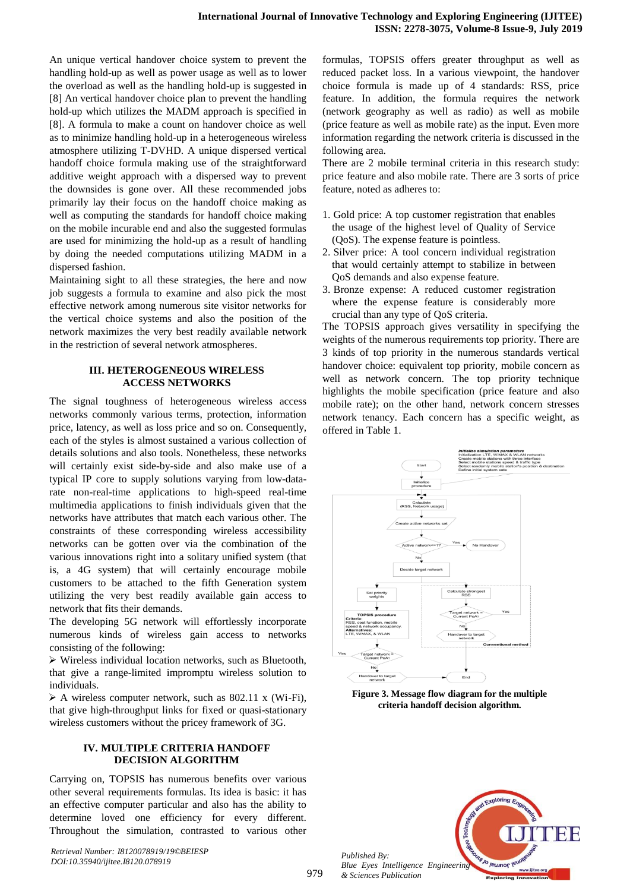An unique vertical handover choice system to prevent the handling hold-up as well as power usage as well as to lower the overload as well as the handling hold-up is suggested in [8] An vertical handover choice plan to prevent the handling hold-up which utilizes the MADM approach is specified in [8]. A formula to make a count on handover choice as well as to minimize handling hold-up in a heterogeneous wireless atmosphere utilizing T-DVHD. A unique dispersed vertical handoff choice formula making use of the straightforward additive weight approach with a dispersed way to prevent the downsides is gone over. All these recommended jobs primarily lay their focus on the handoff choice making as well as computing the standards for handoff choice making on the mobile incurable end and also the suggested formulas are used for minimizing the hold-up as a result of handling by doing the needed computations utilizing MADM in a dispersed fashion.

Maintaining sight to all these strategies, the here and now job suggests a formula to examine and also pick the most effective network among numerous site visitor networks for the vertical choice systems and also the position of the network maximizes the very best readily available network in the restriction of several network atmospheres.

## III. HETEROGENEOUS WIRELESS ACCESS NETWORKS

The signal toughness of heterogeneous wireless access networks commonly various terms, protection, information price, latency, as well as loss price and so on. Consequently, each of the styles is almost sustained a various collection of details solutions and also tools. Nonetheless, these networks will certainly exist side-by-side and also make use of a typical IP core to supply solutions varying from low-data-rate non-real-time applications to high-speed real-time multimedia applications to finish individuals given that the networks have attributes that match each various other. The constraints of these corresponding wireless accessibility networks can be gotten over via the combination of the various innovations right into a solitary unified system (that is, a 4G system) that will certainly encourage mobile customers to be attached to the fifth Generation system utilizing the very best readily available gain access to network that fits their demands.

The developing 5G network will effortlessly incorporate numerous kinds of wireless gain access to networks consisting of the following:

- Wireless individual location networks, such as Bluetooth, that give a range-limited impromptu wireless solution to individuals.
- A wireless computer network, such as 802.11 x (Wi-Fi), that give high-throughput links for fixed or quasi-stationary wireless customers without the pricey framework of 3G.

## IV. MULTIPLE CRITERIA HANDOFF DECISION ALGORITHM

Carrying on, TOPSIS has numerous benefits over various other several requirements formulas. Its idea is basic: it has an effective computer particular and also has the ability to determine loved one efficiency for every different. Throughout the simulation, contrasted to various other formulas, TOPSIS offers greater throughput as well as reduced packet loss. In a various viewpoint, the handover choice formula is made up of 4 standards: RSS, price feature. In addition, the formula requires the network (network geography as well as radio) as well as mobile (price feature as well as mobile rate) as the input. Even more information regarding the network criteria is discussed in the following area.

There are 2 mobile terminal criteria in this research study: price feature and also mobile rate. There are 3 sorts of price feature, noted as adheres to:

1. Gold price: A top customer registration that enables the usage of the highest level of Quality of Service (QoS). The expense feature is pointless.
2. Silver price: A tool concern individual registration that would certainly attempt to stabilize in between QoS demands and also expense feature.
3. Bronze expense: A reduced customer registration where the expense feature is considerably more crucial than any type of QoS criteria.

The TOPSIS approach gives versatility in specifying the weights of the numerous requirements top priority. There are 3 kinds of top priority in the numerous standards vertical handover choice: equivalent top priority, mobile concern as well as network concern. The top priority technique highlights the mobile specification (price feature and also mobile rate); on the other hand, network concern stresses network tenancy. Each concern has a specific weight, as offered in Table 1.

**Figure 3. Message flow diagram for the multiple criteria handoff decision algorithm.**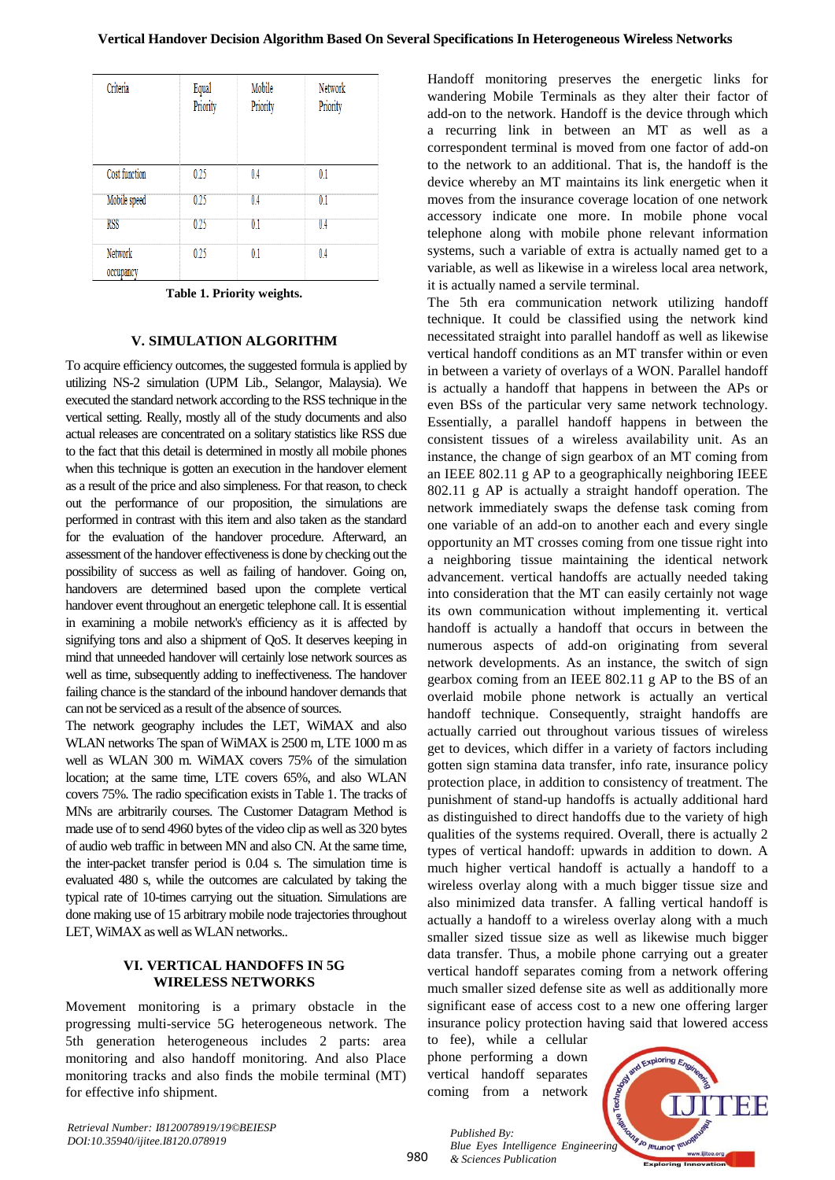| Criteria | Equal Priority | Mobile Priority | Network Priority |
|---|---|---|---|
| Cost function | 0.25 | 0.4 | 0.1 |
| Mobile speed | 0.25 | 0.4 | 0.1 |
| RSS | 0.25 | 0.1 | 0.4 |
| Network occupancy | 0.25 | 0.1 | 0.4 |

**Table 1. Priority weights.**

## V. SIMULATION ALGORITHM

To acquire efficiency outcomes, the suggested formula is applied by utilizing NS-2 simulation (UPM Lib., Selangor, Malaysia). We executed the standard network according to the RSS technique in the vertical setting. Really, mostly all of the study documents and also actual releases are concentrated on a solitary statistics like RSS due to the fact that this detail is determined in mostly all mobile phones when this technique is gotten an execution in the handover element as a result of the price and also simpleness. For that reason, to check out the performance of our proposition, the simulations are performed in contrast with this item and also taken as the standard for the evaluation of the handover procedure. Afterward, an assessment of the handover effectiveness is done by checking out the possibility of success as well as failing of handover. Going on, handovers are determined based upon the complete vertical handover event throughout an energetic telephone call. It is essential in examining a mobile network's efficiency as it is affected by signifying tons and also a shipment of QoS. It deserves keeping in mind that unneeded handover will certainly lose network sources as well as time, subsequently adding to ineffectiveness. The handover failing chance is the standard of the inbound handover demands that can not be serviced as a result of the absence of sources.

The network geography includes the LET, WiMAX and also WLAN networks The span of WiMAX is 2500 m, LTE 1000 m as well as WLAN 300 m. WiMAX covers 75% of the simulation location; at the same time, LTE covers 65%, and also WLAN covers 75%. The radio specification exists in Table 1. The tracks of MNs are arbitrarily courses. The Customer Datagram Method is made use of to send 4960 bytes of the video clip as well as 320 bytes of audio web traffic in between MN and also CN. At the same time, the inter-packet transfer period is 0.04 s. The simulation time is evaluated 480 s, while the outcomes are calculated by taking the typical rate of 10-times carrying out the situation. Simulations are done making use of 15 arbitrary mobile node trajectories throughout LET, WiMAX as well as WLAN networks..

## VI. VERTICAL HANDOFFS IN 5G WIRELESS NETWORKS

Movement monitoring is a primary obstacle in the progressing multi-service 5G heterogeneous network. The 5th generation heterogeneous includes 2 parts: area monitoring and also handoff monitoring. And also Place monitoring tracks and also finds the mobile terminal (MT) for effective info shipment.

Handoff monitoring preserves the energetic links for wandering Mobile Terminals as they alter their factor of add-on to the network. Handoff is the device through which a recurring link in between an MT as well as a correspondent terminal is moved from one factor of add-on to the network to an additional. That is, the handoff is the device whereby an MT maintains its link energetic when it moves from the insurance coverage location of one network accessory indicate one more. In mobile phone vocal telephone along with mobile phone relevant information systems, such a variable of extra is actually named get to a variable, as well as likewise in a wireless local area network, it is actually named a servile terminal.

The 5th era communication network utilizing handoff technique. It could be classified using the network kind necessitated straight into parallel handoff as well as likewise vertical handoff conditions as an MT transfer within or even in between a variety of overlays of a WON. Parallel handoff is actually a handoff that happens in between the APs or even BSs of the particular very same network technology. Essentially, a parallel handoff happens in between the consistent tissues of a wireless availability unit. As an instance, the change of sign gearbox of an MT coming from an IEEE 802.11 g AP to a geographically neighboring IEEE 802.11 g AP is actually a straight handoff operation. The network immediately swaps the defense task coming from one variable of an add-on to another each and every single opportunity an MT crosses coming from one tissue right into a neighboring tissue maintaining the identical network advancement. vertical handoffs are actually needed taking into consideration that the MT can easily certainly not wage its own communication without implementing it. vertical handoff is actually a handoff that occurs in between the numerous aspects of add-on originating from several network developments. As an instance, the switch of sign gearbox coming from an IEEE 802.11 g AP to the BS of an overlaid mobile phone network is actually an vertical handoff technique. Consequently, straight handoffs are actually carried out throughout various tissues of wireless get to devices, which differ in a variety of factors including gotten sign stamina data transfer, info rate, insurance policy protection place, in addition to consistency of treatment. The punishment of stand-up handoffs is actually additional hard as distinguished to direct handoffs due to the variety of high qualities of the systems required. Overall, there is actually 2 types of vertical handoff: upwards in addition to down. A much higher vertical handoff is actually a handoff to a wireless overlay along with a much bigger tissue size and also minimized data transfer. A falling vertical handoff is actually a handoff to a wireless overlay along with a much smaller sized tissue size as well as likewise much bigger data transfer. Thus, a mobile phone carrying out a greater vertical handoff separates coming from a network offering much smaller sized defense site as well as additionally more significant ease of access cost to a new one offering larger insurance policy protection having said that lowered access to fee), while a cellular phone performing a down vertical handoff separates coming from a network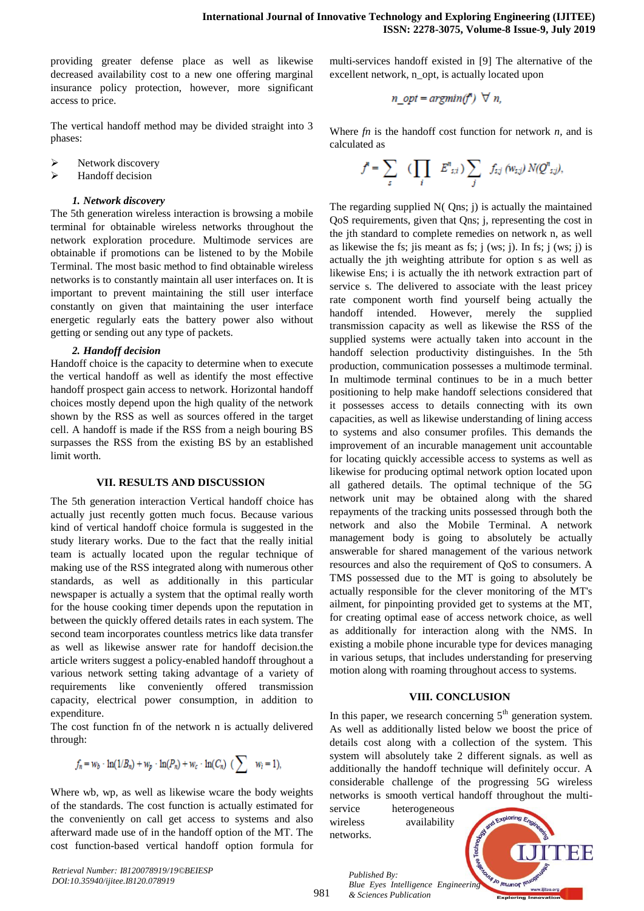providing greater defense place as well as likewise decreased availability cost to a new one offering marginal insurance policy protection, however, more significant access to price.

The vertical handoff method may be divided straight into 3 phases:

- Network discovery
- Handoff decision

### 1. Network discovery

The 5th generation wireless interaction is browsing a mobile terminal for obtainable wireless networks throughout the network exploration procedure. Multimode services are obtainable if promotions can be listened to by the Mobile Terminal. The most basic method to find obtainable wireless networks is to constantly maintain all user interfaces on. It is important to prevent maintaining the still user interface constantly on given that maintaining the user interface energetic regularly eats the battery power also without getting or sending out any type of packets.

### 2. Handoff decision

Handoff choice is the capacity to determine when to execute the vertical handoff as well as identify the most effective handoff prospect gain access to network. Horizontal handoff choices mostly depend upon the high quality of the network shown by the RSS as well as sources offered in the target cell. A handoff is made if the RSS from a neigh bouring BS surpasses the RSS from the existing BS by an established limit worth.

## VII. RESULTS AND DISCUSSION

The 5th generation interaction Vertical handoff choice has actually just recently gotten much focus. Because various kind of vertical handoff choice formula is suggested in the study literary works. Due to the fact that the really initial team is actually located upon the regular technique of making use of the RSS integrated along with numerous other standards, as well as additionally in this particular newspaper is actually a system that the optimal really worth for the house cooking timer depends upon the reputation in between the quickly offered details rates in each system. The second team incorporates countless metrics like data transfer as well as likewise answer rate for handoff decision.the article writers suggest a policy-enabled handoff throughout a various network setting taking advantage of a variety of requirements like conveniently offered transmission capacity, electrical power consumption, in addition to expenditure.

The cost function fn of the network n is actually delivered through:

$$f_n = w_b \cdot \ln(1/B_n) + w_p \cdot \ln(P_n) + w_c \cdot \ln(C_n) \; \left(\sum w_i = 1\right),$$

Where wb, wp, as well as likewise wcare the body weights of the standards. The cost function is actually estimated for the conveniently on call get access to systems and also afterward made use of in the handoff option of the MT. The cost function-based vertical handoff option formula for multi-services handoff existed in [9] The alternative of the excellent network, n_opt, is actually located upon

$$n\_opt = argmin(f^n) \; \forall \; n,$$

Where *fn* is the handoff cost function for network *n*, and is calculated as

$$f^n = \sum_s \left(\prod_i E^n_{s,i}\right) \sum_j f_{s,j}(w_{s,j}) \, N(Q^n_{s,j}),$$

The regarding supplied N( Qns; j) is actually the maintained QoS requirements, given that Qns; j, representing the cost in the jth standard to complete remedies on network n, as well as likewise the fs; jis meant as fs; j (ws; j). In fs; j (ws; j) is actually the jth weighting attribute for option s as well as likewise Ens; i is actually the ith network extraction part of service s. The delivered to associate with the least pricey rate component worth find yourself being actually the handoff intended. However, merely the supplied transmission capacity as well as likewise the RSS of the supplied systems were actually taken into account in the handoff selection productivity distinguishes. In the 5th production, communication possesses a multimode terminal. In multimode terminal continues to be in a much better positioning to help make handoff selections considered that it possesses access to details connecting with its own capacities, as well as likewise understanding of lining access to systems and also consumer profiles. This demands the improvement of an incurable management unit accountable for locating quickly accessible access to systems as well as likewise for producing optimal network option located upon all gathered details. The optimal technique of the 5G network unit may be obtained along with the shared repayments of the tracking units possessed through both the network and also the Mobile Terminal. A network management body is going to absolutely be actually answerable for shared management of the various network resources and also the requirement of QoS to consumers. A TMS possessed due to the MT is going to absolutely be actually responsible for the clever monitoring of the MT's ailment, for pinpointing provided get to systems at the MT, for creating optimal ease of access network choice, as well as additionally for interaction along with the NMS. In existing a mobile phone incurable type for devices managing in various setups, that includes understanding for preserving motion along with roaming throughout access to systems.

## VIII. CONCLUSION

In this paper, we research concerning 5th generation system. As well as additionally listed below we boost the price of details cost along with a collection of the system. This system will absolutely take 2 different signals. as well as additionally the handoff technique will definitely occur. A considerable challenge of the progressing 5G wireless networks is smooth vertical handoff throughout the multi-service heterogeneous wireless availability networks.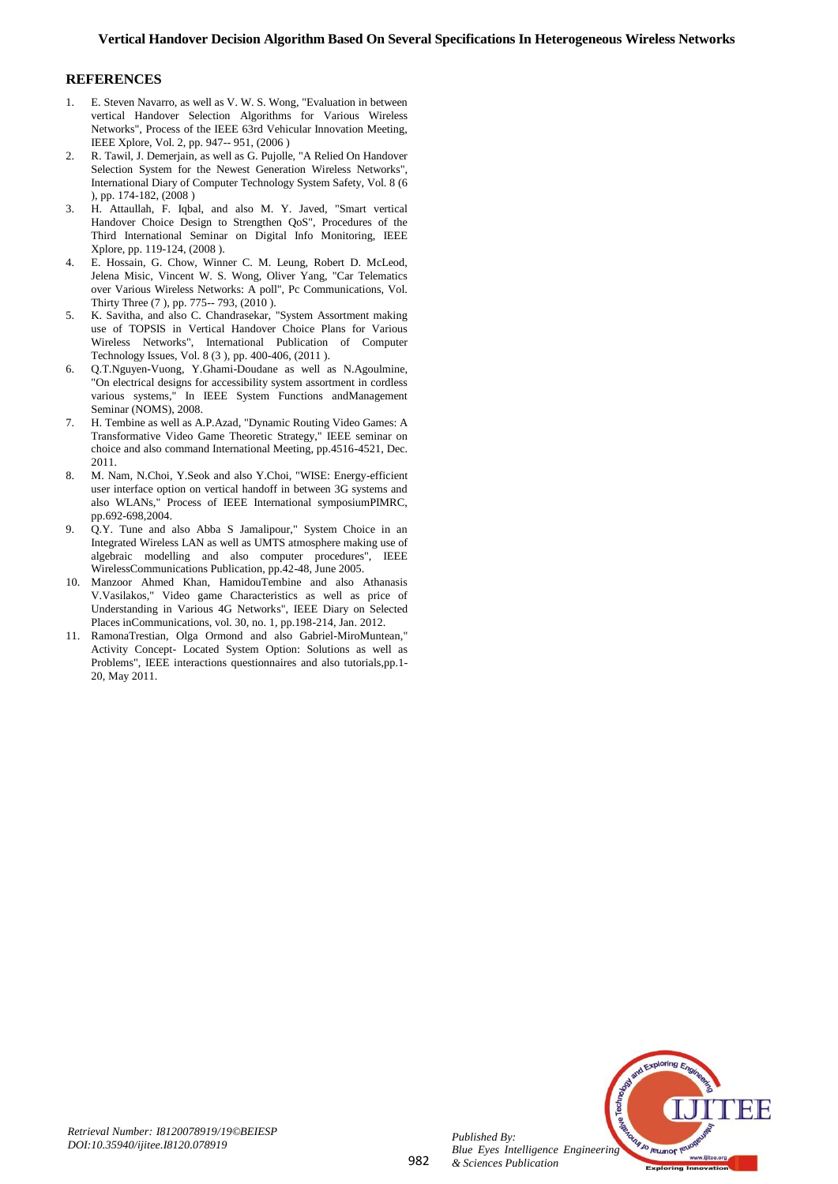## REFERENCES

1. E. Steven Navarro, as well as V. W. S. Wong, "Evaluation in between vertical Handover Selection Algorithms for Various Wireless Networks", Process of the IEEE 63rd Vehicular Innovation Meeting, IEEE Xplore, Vol. 2, pp. 947-- 951, (2006 )
2. R. Tawil, J. Demerjain, as well as G. Pujolle, "A Relied On Handover Selection System for the Newest Generation Wireless Networks", International Diary of Computer Technology System Safety, Vol. 8 (6 ), pp. 174-182, (2008 )
3. H. Attaullah, F. Iqbal, and also M. Y. Javed, "Smart vertical Handover Choice Design to Strengthen QoS", Procedures of the Third International Seminar on Digital Info Monitoring, IEEE Xplore, pp. 119-124, (2008 ).
4. E. Hossain, G. Chow, Winner C. M. Leung, Robert D. McLeod, Jelena Misic, Vincent W. S. Wong, Oliver Yang, "Car Telematics over Various Wireless Networks: A poll", Pc Communications, Vol. Thirty Three (7 ), pp. 775-- 793, (2010 ).
5. K. Savitha, and also C. Chandrasekar, "System Assortment making use of TOPSIS in Vertical Handover Choice Plans for Various Wireless Networks", International Publication of Computer Technology Issues, Vol. 8 (3 ), pp. 400-406, (2011 ).
6. Q.T.Nguyen-Vuong, Y.Ghami-Doudane as well as N.Agoulmine, "On electrical designs for accessibility system assortment in cordless various systems," In IEEE System Functions andManagement Seminar (NOMS), 2008.
7. H. Tembine as well as A.P.Azad, "Dynamic Routing Video Games: A Transformative Video Game Theoretic Strategy," IEEE seminar on choice and also command International Meeting, pp.4516-4521, Dec. 2011.
8. M. Nam, N.Choi, Y.Seok and also Y.Choi, "WISE: Energy-efficient user interface option on vertical handoff in between 3G systems and also WLANs," Process of IEEE International symposiumPIMRC, pp.692-698,2004.
9. Q.Y. Tune and also Abba S Jamalipour," System Choice in an Integrated Wireless LAN as well as UMTS atmosphere making use of algebraic modelling and also computer procedures", IEEE WirelessCommunications Publication, pp.42-48, June 2005.
10. Manzoor Ahmed Khan, HamidouTembine and also Athanasis V.Vasilakos," Video game Characteristics as well as price of Understanding in Various 4G Networks", IEEE Diary on Selected Places inCommunications, vol. 30, no. 1, pp.198-214, Jan. 2012.
11. RamonaTrestian, Olga Ormond and also Gabriel-MiroMuntean," Activity Concept- Located System Option: Solutions as well as Problems", IEEE interactions questionnaires and also tutorials,pp.1-20, May 2011.